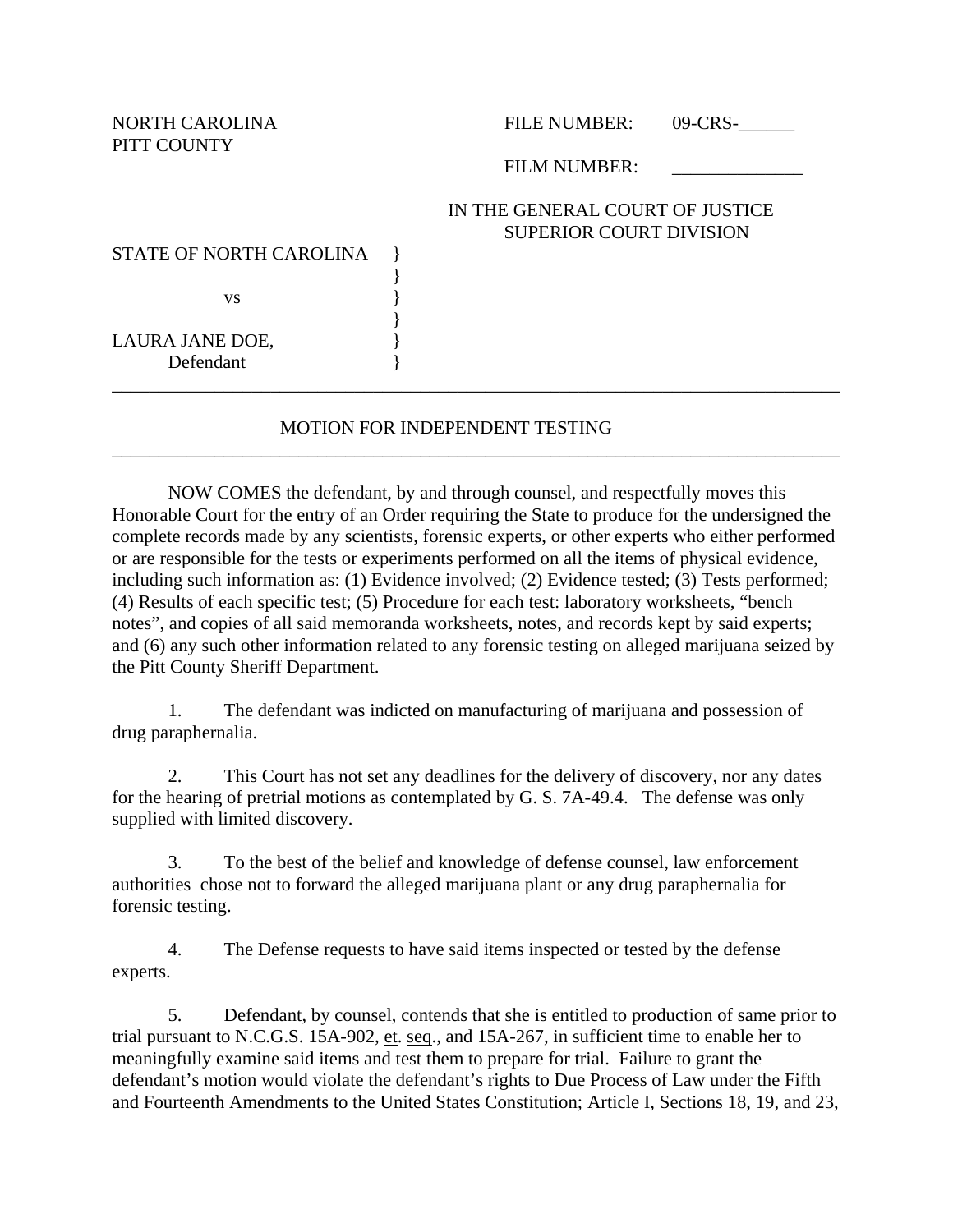NORTH CAROLINA
PITT COUNTY

FILE NUMBER: 09-CRS-______

FILM NUMBER: ______________

IN THE GENERAL COURT OF JUSTICE
SUPERIOR COURT DIVISION

STATE OF NORTH CAROLINA }
}
vs }
}
LAURA JANE DOE, }
Defendant }

---

## MOTION FOR INDEPENDENT TESTING

---

NOW COMES the defendant, by and through counsel, and respectfully moves this Honorable Court for the entry of an Order requiring the State to produce for the undersigned the complete records made by any scientists, forensic experts, or other experts who either performed or are responsible for the tests or experiments performed on all the items of physical evidence, including such information as: (1) Evidence involved; (2) Evidence tested; (3) Tests performed; (4) Results of each specific test; (5) Procedure for each test: laboratory worksheets, "bench notes", and copies of all said memoranda worksheets, notes, and records kept by said experts; and (6) any such other information related to any forensic testing on alleged marijuana seized by the Pitt County Sheriff Department.

1. The defendant was indicted on manufacturing of marijuana and possession of drug paraphernalia.

2. This Court has not set any deadlines for the delivery of discovery, nor any dates for the hearing of pretrial motions as contemplated by G. S. 7A-49.4. The defense was only supplied with limited discovery.

3. To the best of the belief and knowledge of defense counsel, law enforcement authorities chose not to forward the alleged marijuana plant or any drug paraphernalia for forensic testing.

4. The Defense requests to have said items inspected or tested by the defense experts.

5. Defendant, by counsel, contends that she is entitled to production of same prior to trial pursuant to N.C.G.S. 15A-902, et. seq., and 15A-267, in sufficient time to enable her to meaningfully examine said items and test them to prepare for trial. Failure to grant the defendant's motion would violate the defendant's rights to Due Process of Law under the Fifth and Fourteenth Amendments to the United States Constitution; Article I, Sections 18, 19, and 23,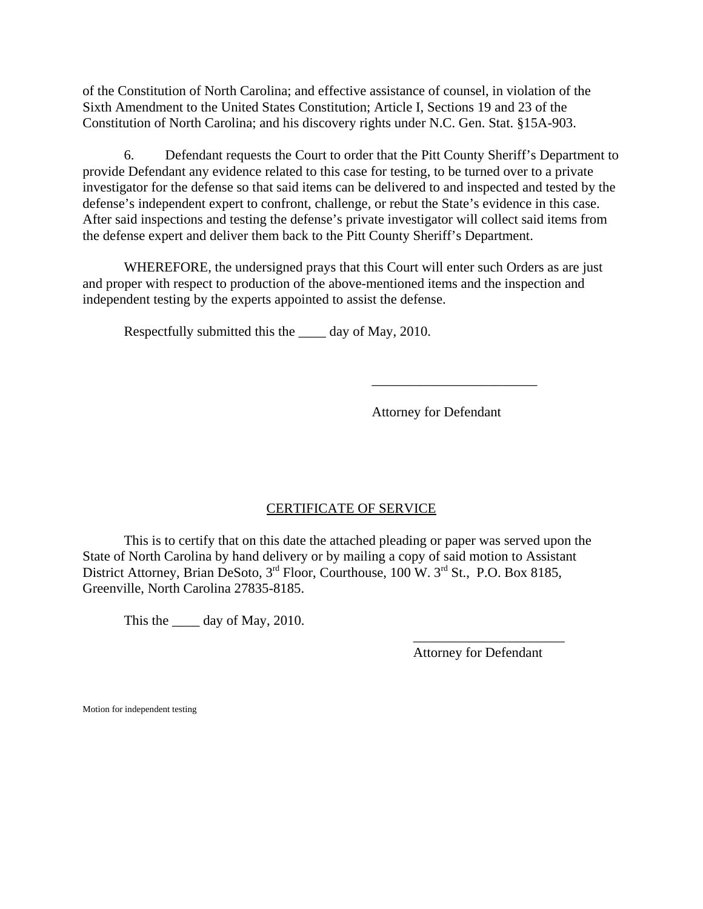of the Constitution of North Carolina; and effective assistance of counsel, in violation of the Sixth Amendment to the United States Constitution; Article I, Sections 19 and 23 of the Constitution of North Carolina; and his discovery rights under N.C. Gen. Stat. §15A-903.

6. Defendant requests the Court to order that the Pitt County Sheriff's Department to provide Defendant any evidence related to this case for testing, to be turned over to a private investigator for the defense so that said items can be delivered to and inspected and tested by the defense's independent expert to confront, challenge, or rebut the State's evidence in this case. After said inspections and testing the defense's private investigator will collect said items from the defense expert and deliver them back to the Pitt County Sheriff's Department.

WHEREFORE, the undersigned prays that this Court will enter such Orders as are just and proper with respect to production of the above-mentioned items and the inspection and independent testing by the experts appointed to assist the defense.

Respectfully submitted this the ____ day of May, 2010.

________________________

Attorney for Defendant

## CERTIFICATE OF SERVICE

This is to certify that on this date the attached pleading or paper was served upon the State of North Carolina by hand delivery or by mailing a copy of said motion to Assistant District Attorney, Brian DeSoto, 3rd Floor, Courthouse, 100 W. 3rd St., P.O. Box 8185, Greenville, North Carolina 27835-8185.

This the ____ day of May, 2010.

______________________

Attorney for Defendant

Motion for independent testing